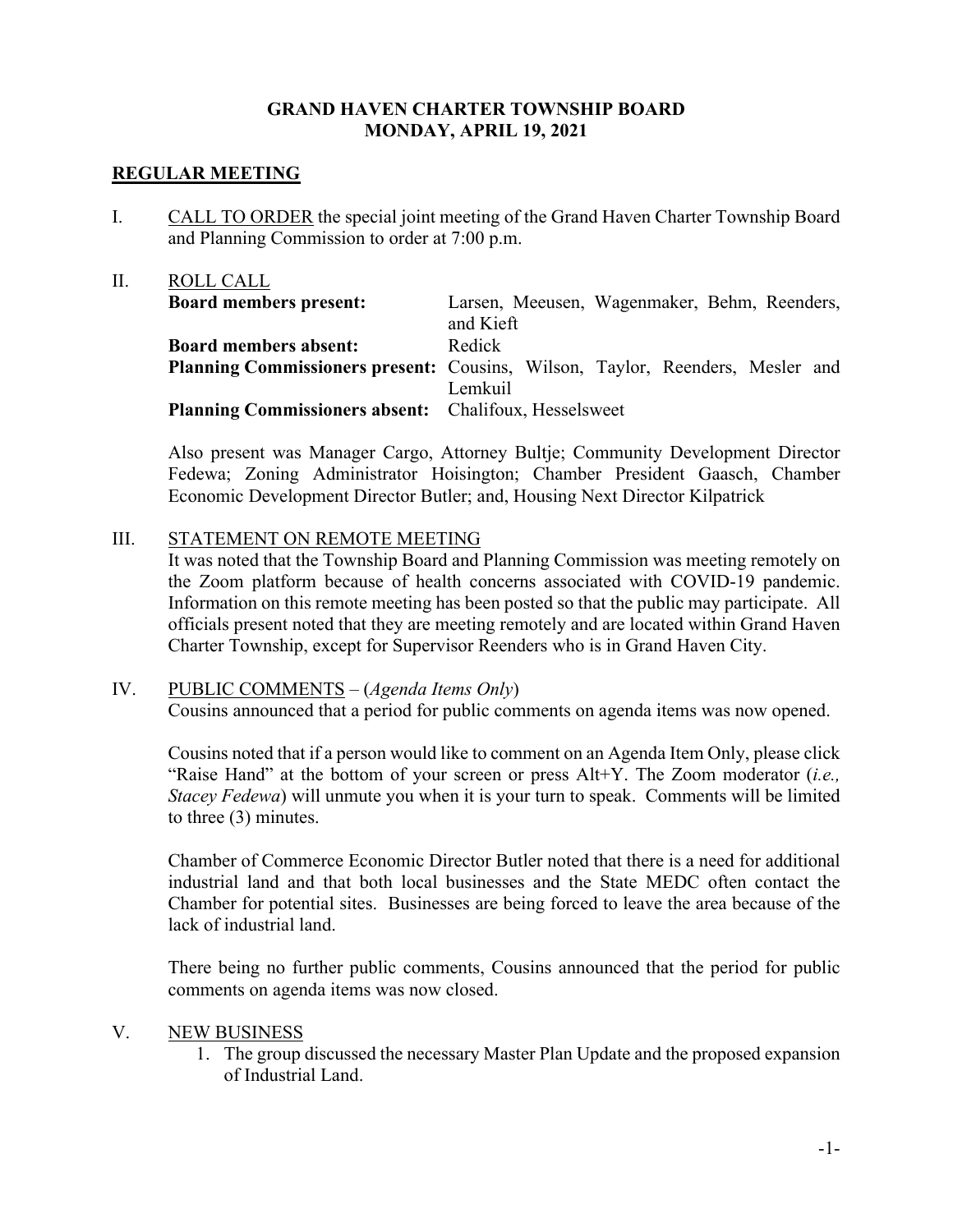# GRAND HAVEN CHARTER TOWNSHIP BOARD
## MONDAY, APRIL 19, 2021

**REGULAR MEETING**

I. CALL TO ORDER the special joint meeting of the Grand Haven Charter Township Board and Planning Commission to order at 7:00 p.m.

II. ROLL CALL

| | |
|---|---|
| **Board members present:** | Larsen, Meeusen, Wagenmaker, Behm, Reenders, and Kieft |
| **Board members absent:** | Redick |
| **Planning Commissioners present:** | Cousins, Wilson, Taylor, Reenders, Mesler and Lemkuil |
| **Planning Commissioners absent:** | Chalifoux, Hesselsweet |

Also present was Manager Cargo, Attorney Bultje; Community Development Director Fedewa; Zoning Administrator Hoisington; Chamber President Gaasch, Chamber Economic Development Director Butler; and, Housing Next Director Kilpatrick

III. STATEMENT ON REMOTE MEETING

It was noted that the Township Board and Planning Commission was meeting remotely on the Zoom platform because of health concerns associated with COVID-19 pandemic. Information on this remote meeting has been posted so that the public may participate. All officials present noted that they are meeting remotely and are located within Grand Haven Charter Township, except for Supervisor Reenders who is in Grand Haven City.

IV. PUBLIC COMMENTS – (*Agenda Items Only*)

Cousins announced that a period for public comments on agenda items was now opened.

Cousins noted that if a person would like to comment on an Agenda Item Only, please click "Raise Hand" at the bottom of your screen or press Alt+Y. The Zoom moderator (*i.e., Stacey Fedewa*) will unmute you when it is your turn to speak. Comments will be limited to three (3) minutes.

Chamber of Commerce Economic Director Butler noted that there is a need for additional industrial land and that both local businesses and the State MEDC often contact the Chamber for potential sites. Businesses are being forced to leave the area because of the lack of industrial land.

There being no further public comments, Cousins announced that the period for public comments on agenda items was now closed.

V. NEW BUSINESS

1. The group discussed the necessary Master Plan Update and the proposed expansion of Industrial Land.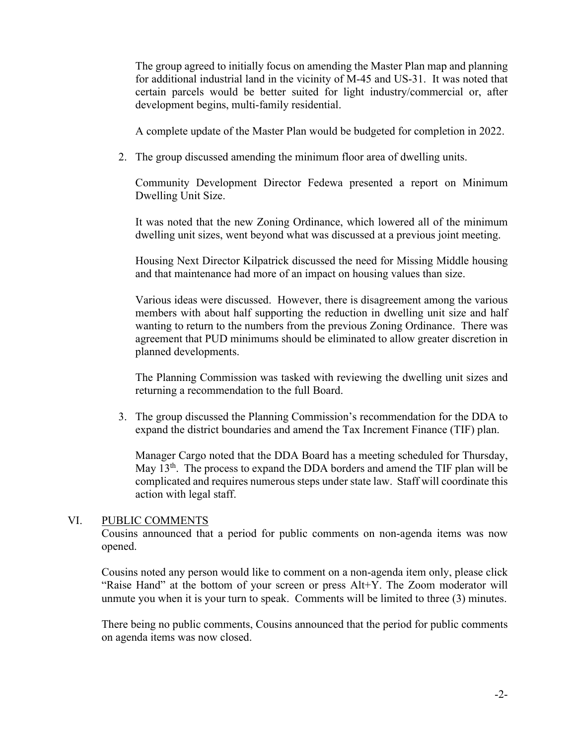The group agreed to initially focus on amending the Master Plan map and planning for additional industrial land in the vicinity of M-45 and US-31. It was noted that certain parcels would be better suited for light industry/commercial or, after development begins, multi-family residential.

A complete update of the Master Plan would be budgeted for completion in 2022.

2. The group discussed amending the minimum floor area of dwelling units.

   Community Development Director Fedewa presented a report on Minimum Dwelling Unit Size.

   It was noted that the new Zoning Ordinance, which lowered all of the minimum dwelling unit sizes, went beyond what was discussed at a previous joint meeting.

   Housing Next Director Kilpatrick discussed the need for Missing Middle housing and that maintenance had more of an impact on housing values than size.

   Various ideas were discussed. However, there is disagreement among the various members with about half supporting the reduction in dwelling unit size and half wanting to return to the numbers from the previous Zoning Ordinance. There was agreement that PUD minimums should be eliminated to allow greater discretion in planned developments.

   The Planning Commission was tasked with reviewing the dwelling unit sizes and returning a recommendation to the full Board.

3. The group discussed the Planning Commission's recommendation for the DDA to expand the district boundaries and amend the Tax Increment Finance (TIF) plan.

   Manager Cargo noted that the DDA Board has a meeting scheduled for Thursday, May 13th. The process to expand the DDA borders and amend the TIF plan will be complicated and requires numerous steps under state law. Staff will coordinate this action with legal staff.

## VI. PUBLIC COMMENTS

Cousins announced that a period for public comments on non-agenda items was now opened.

Cousins noted any person would like to comment on a non-agenda item only, please click "Raise Hand" at the bottom of your screen or press Alt+Y. The Zoom moderator will unmute you when it is your turn to speak. Comments will be limited to three (3) minutes.

There being no public comments, Cousins announced that the period for public comments on agenda items was now closed.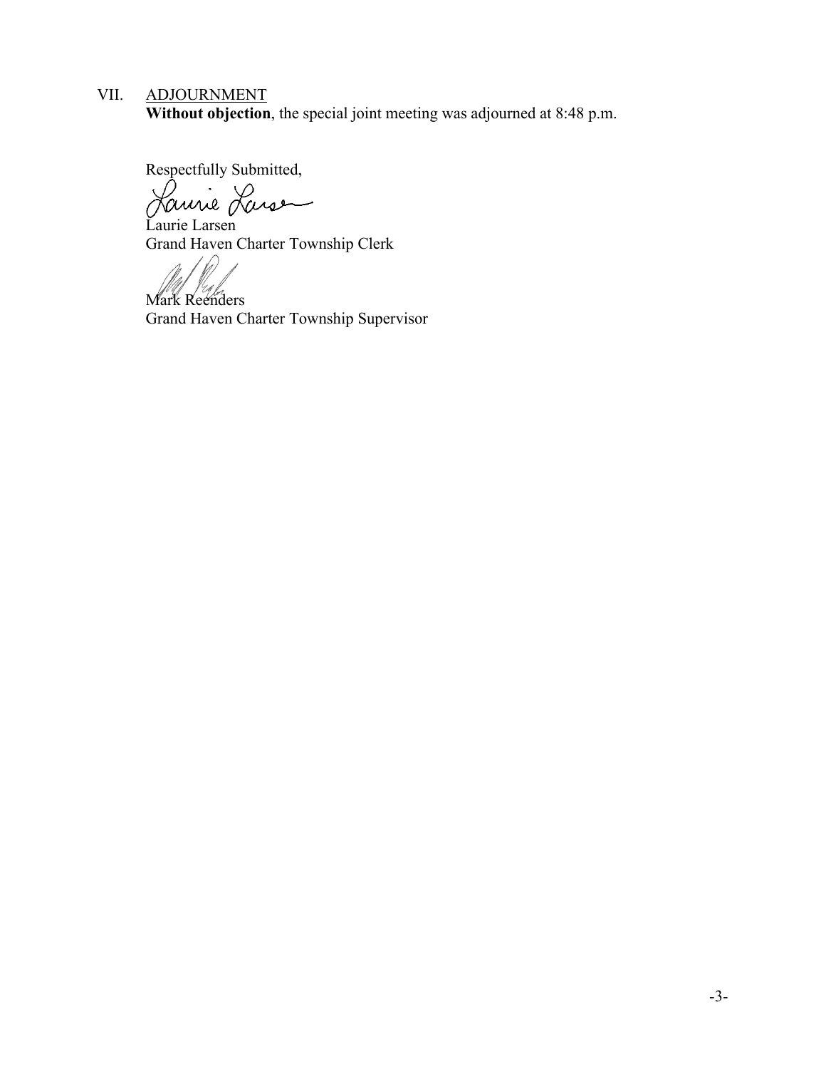VII. ADJOURNMENT

**Without objection**, the special joint meeting was adjourned at 8:48 p.m.

Respectfully Submitted,

Laurie Larsen
Grand Haven Charter Township Clerk

Mark Reenders
Grand Haven Charter Township Supervisor